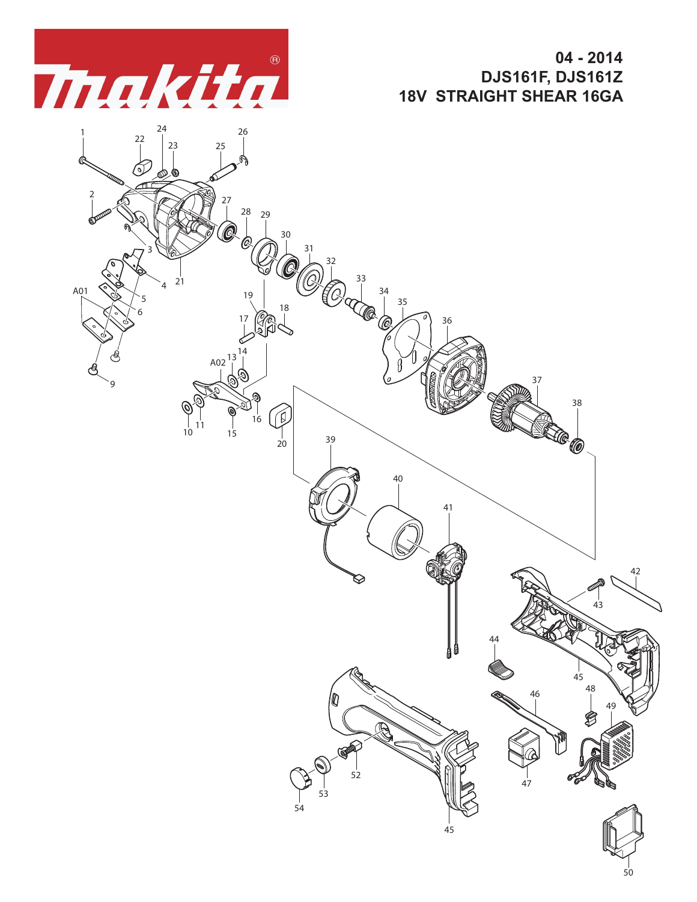# 04 - 2014
# DJS161F, DJS161Z
# 18V STRAIGHT SHEAR 16GA

1 2 3 4 5 6 9 10 11 13 14 15 16 17 18 19 20 21 22 23 24 25 26 27 28 29 30 31 32 33 34 35 36 37 38 39 40 41 42 43 44 45 46 47 48 49 50 52 53 54 A01 A02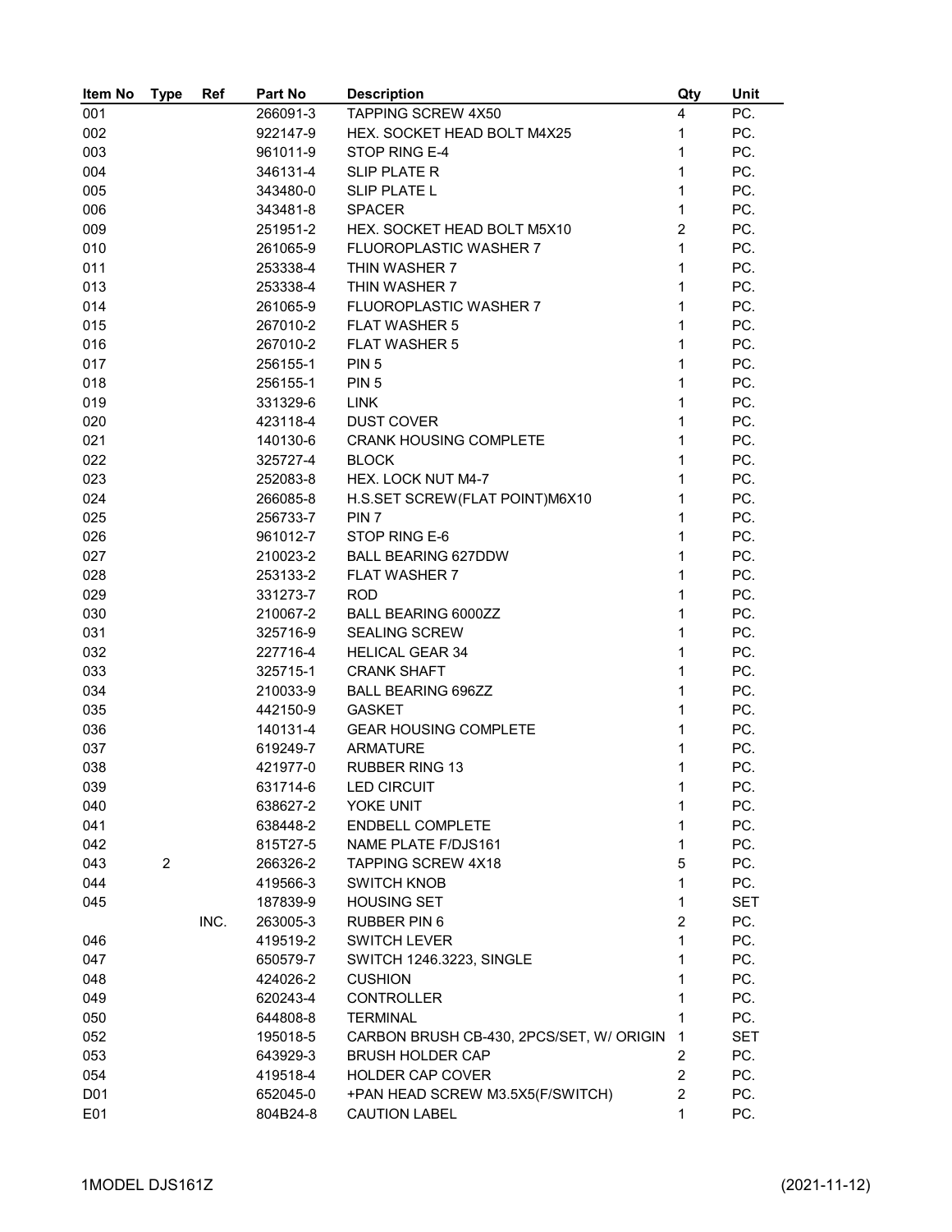| Item No | Type | Ref | Part No | Description | Qty | Unit |
|---|---|---|---|---|---|---|
| 001 | | | 266091-3 | TAPPING SCREW 4X50 | 4 | PC. |
| 002 | | | 922147-9 | HEX. SOCKET HEAD BOLT M4X25 | 1 | PC. |
| 003 | | | 961011-9 | STOP RING E-4 | 1 | PC. |
| 004 | | | 346131-4 | SLIP PLATE R | 1 | PC. |
| 005 | | | 343480-0 | SLIP PLATE L | 1 | PC. |
| 006 | | | 343481-8 | SPACER | 1 | PC. |
| 009 | | | 251951-2 | HEX. SOCKET HEAD BOLT M5X10 | 2 | PC. |
| 010 | | | 261065-9 | FLUOROPLASTIC WASHER 7 | 1 | PC. |
| 011 | | | 253338-4 | THIN WASHER 7 | 1 | PC. |
| 013 | | | 253338-4 | THIN WASHER 7 | 1 | PC. |
| 014 | | | 261065-9 | FLUOROPLASTIC WASHER 7 | 1 | PC. |
| 015 | | | 267010-2 | FLAT WASHER 5 | 1 | PC. |
| 016 | | | 267010-2 | FLAT WASHER 5 | 1 | PC. |
| 017 | | | 256155-1 | PIN 5 | 1 | PC. |
| 018 | | | 256155-1 | PIN 5 | 1 | PC. |
| 019 | | | 331329-6 | LINK | 1 | PC. |
| 020 | | | 423118-4 | DUST COVER | 1 | PC. |
| 021 | | | 140130-6 | CRANK HOUSING COMPLETE | 1 | PC. |
| 022 | | | 325727-4 | BLOCK | 1 | PC. |
| 023 | | | 252083-8 | HEX. LOCK NUT M4-7 | 1 | PC. |
| 024 | | | 266085-8 | H.S.SET SCREW(FLAT POINT)M6X10 | 1 | PC. |
| 025 | | | 256733-7 | PIN 7 | 1 | PC. |
| 026 | | | 961012-7 | STOP RING E-6 | 1 | PC. |
| 027 | | | 210023-2 | BALL BEARING 627DDW | 1 | PC. |
| 028 | | | 253133-2 | FLAT WASHER 7 | 1 | PC. |
| 029 | | | 331273-7 | ROD | 1 | PC. |
| 030 | | | 210067-2 | BALL BEARING 6000ZZ | 1 | PC. |
| 031 | | | 325716-9 | SEALING SCREW | 1 | PC. |
| 032 | | | 227716-4 | HELICAL GEAR 34 | 1 | PC. |
| 033 | | | 325715-1 | CRANK SHAFT | 1 | PC. |
| 034 | | | 210033-9 | BALL BEARING 696ZZ | 1 | PC. |
| 035 | | | 442150-9 | GASKET | 1 | PC. |
| 036 | | | 140131-4 | GEAR HOUSING COMPLETE | 1 | PC. |
| 037 | | | 619249-7 | ARMATURE | 1 | PC. |
| 038 | | | 421977-0 | RUBBER RING 13 | 1 | PC. |
| 039 | | | 631714-6 | LED CIRCUIT | 1 | PC. |
| 040 | | | 638627-2 | YOKE UNIT | 1 | PC. |
| 041 | | | 638448-2 | ENDBELL COMPLETE | 1 | PC. |
| 042 | | | 815T27-5 | NAME PLATE F/DJS161 | 1 | PC. |
| 043 | 2 | | 266326-2 | TAPPING SCREW 4X18 | 5 | PC. |
| 044 | | | 419566-3 | SWITCH KNOB | 1 | PC. |
| 045 | | | 187839-9 | HOUSING SET | 1 | SET |
| | | INC. | 263005-3 | RUBBER PIN 6 | 2 | PC. |
| 046 | | | 419519-2 | SWITCH LEVER | 1 | PC. |
| 047 | | | 650579-7 | SWITCH 1246.3223, SINGLE | 1 | PC. |
| 048 | | | 424026-2 | CUSHION | 1 | PC. |
| 049 | | | 620243-4 | CONTROLLER | 1 | PC. |
| 050 | | | 644808-8 | TERMINAL | 1 | PC. |
| 052 | | | 195018-5 | CARBON BRUSH CB-430, 2PCS/SET, W/ ORIGIN | 1 | SET |
| 053 | | | 643929-3 | BRUSH HOLDER CAP | 2 | PC. |
| 054 | | | 419518-4 | HOLDER CAP COVER | 2 | PC. |
| D01 | | | 652045-0 | +PAN HEAD SCREW M3.5X5(F/SWITCH) | 2 | PC. |
| E01 | | | 804B24-8 | CAUTION LABEL | 1 | PC. |

1MODEL DJS161Z (2021-11-12)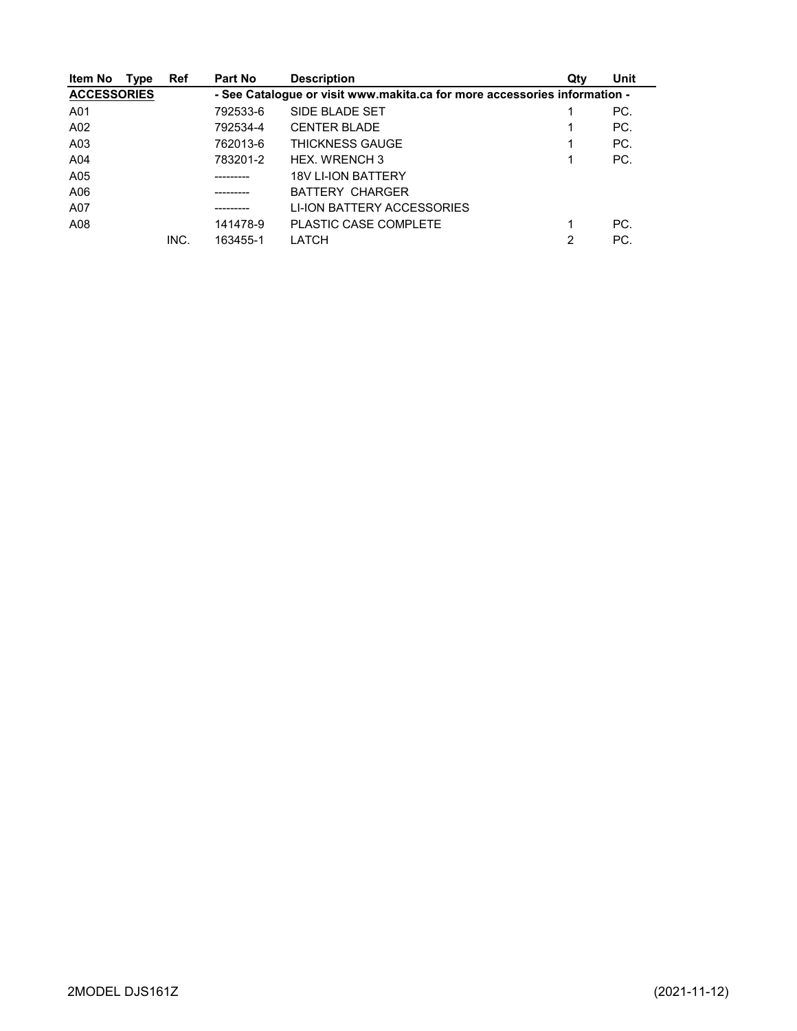| Item No | Type | Ref | Part No | Description | Qty | Unit |
|---|---|---|---|---|---|---|
| **ACCESSORIES** | | | **- See Catalogue or visit www.makita.ca for more accessories information -** | | | |
| A01 | | | 792533-6 | SIDE BLADE SET | 1 | PC. |
| A02 | | | 792534-4 | CENTER BLADE | 1 | PC. |
| A03 | | | 762013-6 | THICKNESS GAUGE | 1 | PC. |
| A04 | | | 783201-2 | HEX. WRENCH 3 | 1 | PC. |
| A05 | | | --------- | 18V LI-ION BATTERY | | |
| A06 | | | --------- | BATTERY CHARGER | | |
| A07 | | | --------- | LI-ION BATTERY ACCESSORIES | | |
| A08 | | | 141478-9 | PLASTIC CASE COMPLETE | 1 | PC. |
| | | INC. | 163455-1 | LATCH | 2 | PC. |

2MODEL DJS161Z (2021-11-12)